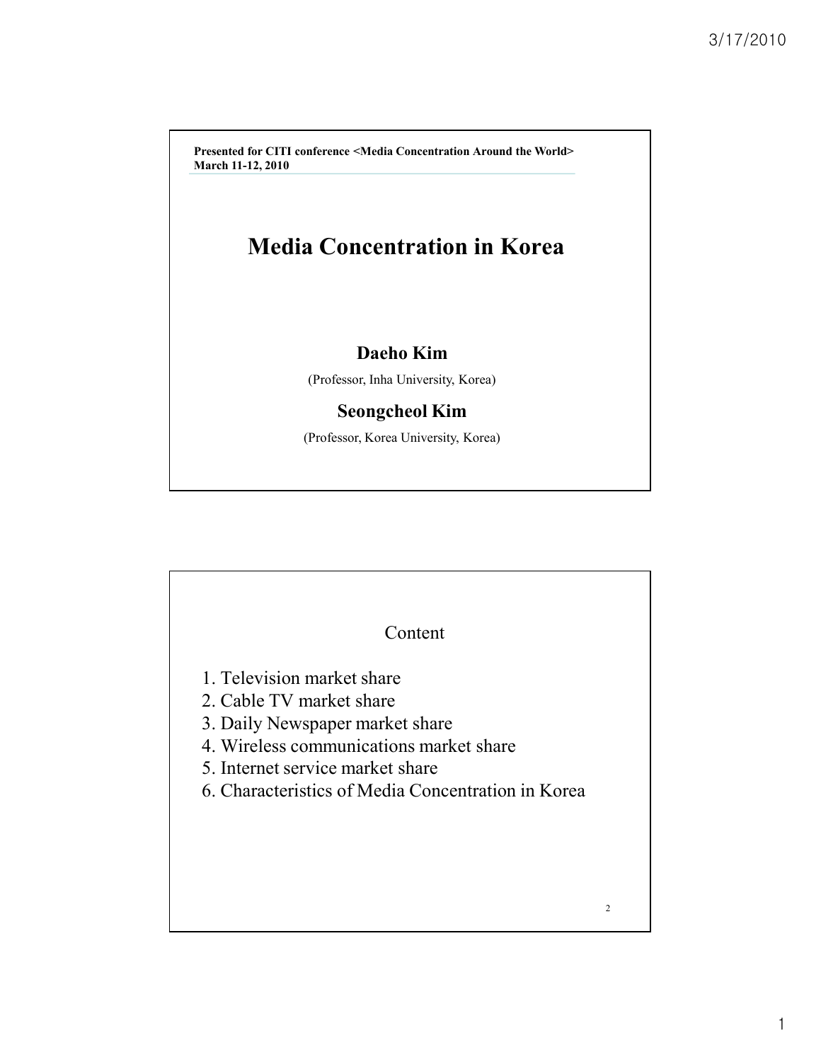Presented for CITI conference <Media Concentration Around the World>
March 11-12, 2010

# Media Concentration in Korea

**Daeho Kim**

(Professor, Inha University, Korea)

**Seongcheol Kim**

(Professor, Korea University, Korea)

## Content

1. Television market share
2. Cable TV market share
3. Daily Newspaper market share
4. Wireless communications market share
5. Internet service market share
6. Characteristics of Media Concentration in Korea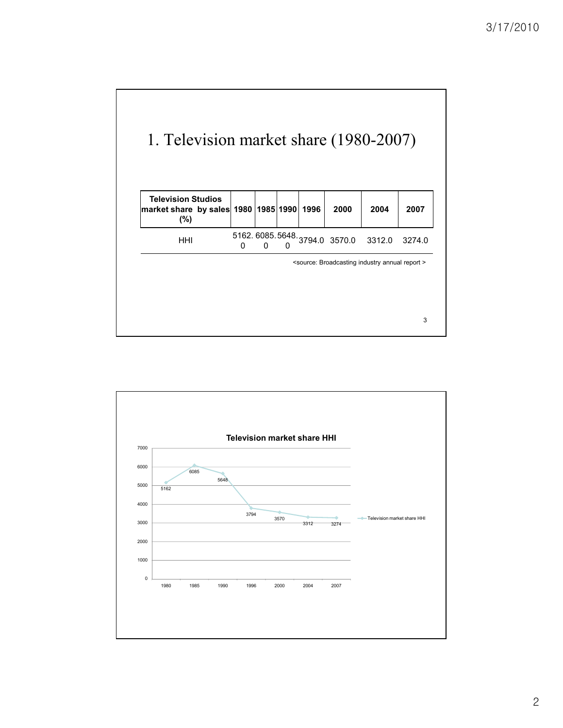# 1. Television market share (1980-2007)

| Television Studios market share by sales (%) | 1980 | 1985 | 1990 | 1996 | 2000 | 2004 | 2007 |
| --- | --- | --- | --- | --- | --- | --- | --- |
| HHI | 5162.0 | 6085.0 | 5648.0 | 3794.0 | 3570.0 | 3312.0 | 3274.0 |

<source: Broadcasting industry annual report >

**Television market share HHI**

| Year | 1980 | 1985 | 1990 | 1996 | 2000 | 2004 | 2007 |
| --- | --- | --- | --- | --- | --- | --- | --- |
| Television market share HHI | 5162 | 6085 | 5648 | 3794 | 3570 | 3312 | 3274 |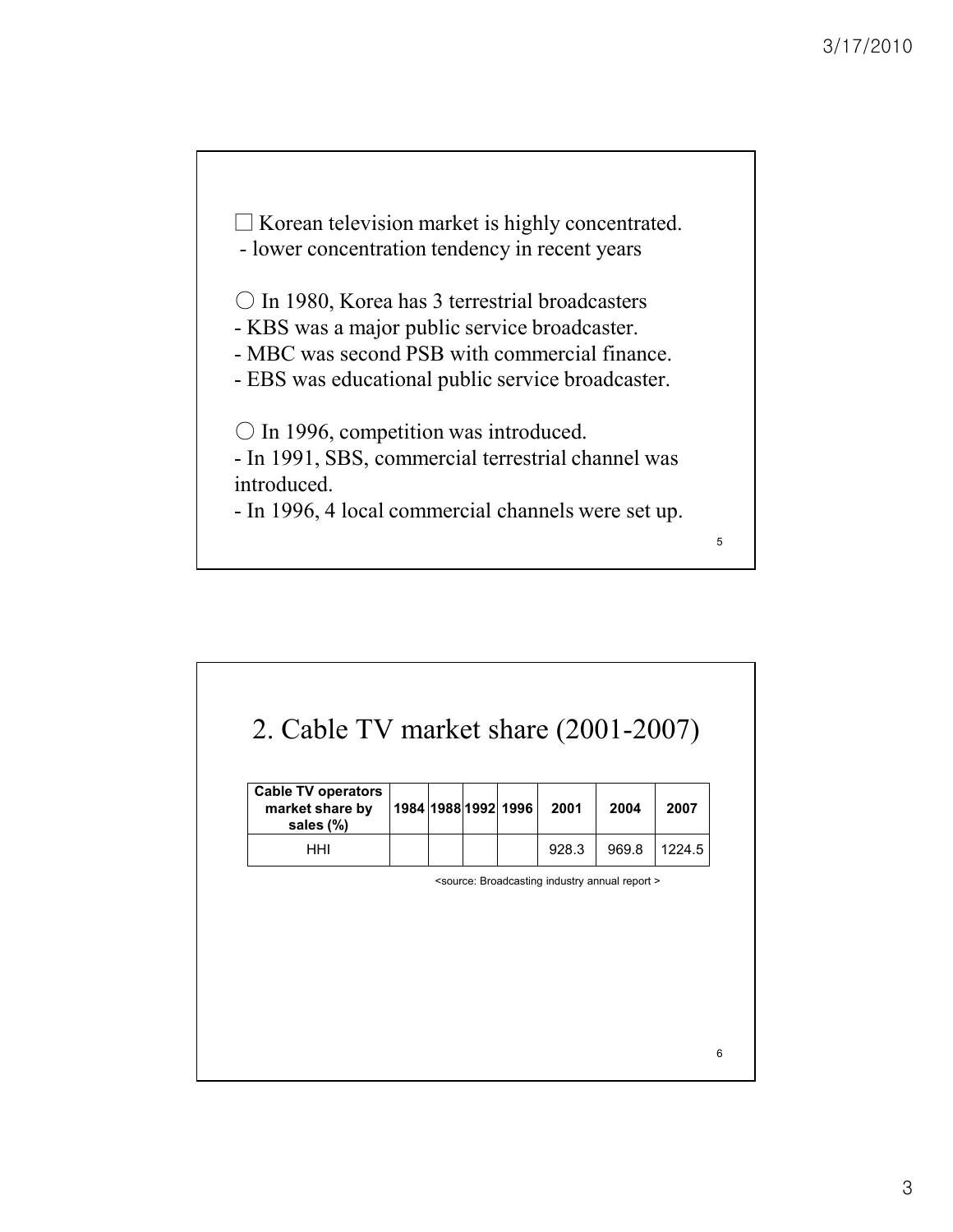□ Korean television market is highly concentrated.
- lower concentration tendency in recent years

○ In 1980, Korea has 3 terrestrial broadcasters
- KBS was a major public service broadcaster.
- MBC was second PSB with commercial finance.
- EBS was educational public service broadcaster.

○ In 1996, competition was introduced.
- In 1991, SBS, commercial terrestrial channel was introduced.
- In 1996, 4 local commercial channels were set up.

## 2. Cable TV market share (2001-2007)

| Cable TV operators market share by sales (%) | 1984 | 1988 | 1992 | 1996 | 2001 | 2004 | 2007 |
|---|---|---|---|---|---|---|---|
| HHI | | | | | 928.3 | 969.8 | 1224.5 |

<source: Broadcasting industry annual report >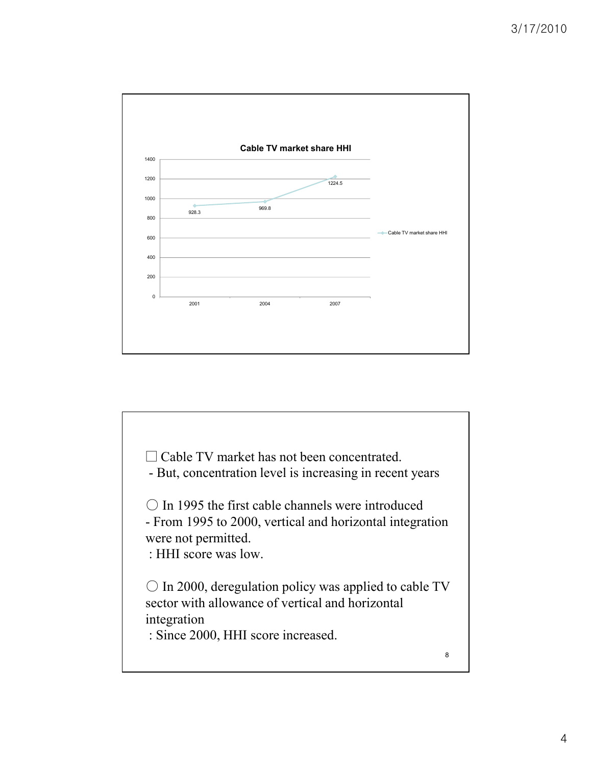**Cable TV market share HHI**

| Year | Cable TV market share HHI |
|---|---|
| 2001 | 928.3 |
| 2004 | 969.8 |
| 2007 | 1224.5 |

□ Cable TV market has not been concentrated.
- But, concentration level is increasing in recent years

○ In 1995 the first cable channels were introduced
- From 1995 to 2000, vertical and horizontal integration were not permitted.
: HHI score was low.

○ In 2000, deregulation policy was applied to cable TV sector with allowance of vertical and horizontal integration
: Since 2000, HHI score increased.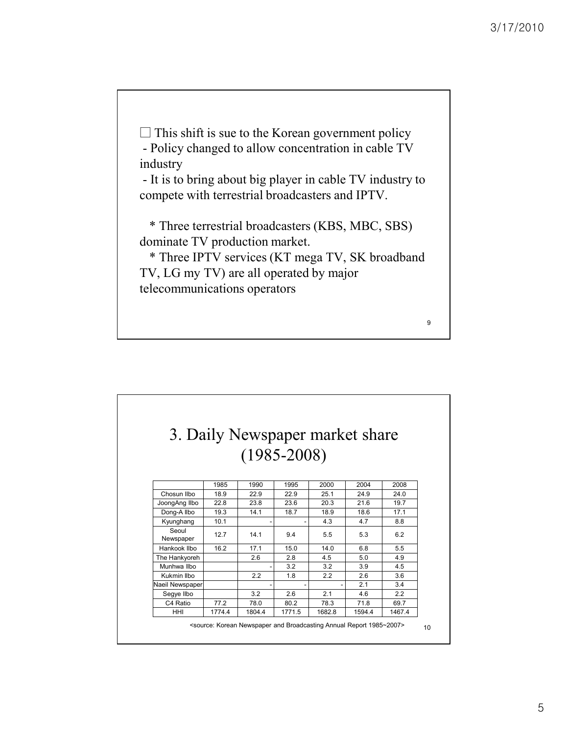□ This shift is sue to the Korean government policy

- Policy changed to allow concentration in cable TV industry
- It is to bring about big player in cable TV industry to compete with terrestrial broadcasters and IPTV.

  * Three terrestrial broadcasters (KBS, MBC, SBS) dominate TV production market.
  * Three IPTV services (KT mega TV, SK broadband TV, LG my TV) are all operated by major telecommunications operators

# 3. Daily Newspaper market share (1985-2008)

| | 1985 | 1990 | 1995 | 2000 | 2004 | 2008 |
|---|---|---|---|---|---|---|
| Chosun Ilbo | 18.9 | 22.9 | 22.9 | 25.1 | 24.9 | 24.0 |
| JoongAng Ilbo | 22.8 | 23.8 | 23.6 | 20.3 | 21.6 | 19.7 |
| Dong-A Ilbo | 19.3 | 14.1 | 18.7 | 18.9 | 18.6 | 17.1 |
| Kyunghang | 10.1 | - | - | 4.3 | 4.7 | 8.8 |
| Seoul Newspaper | 12.7 | 14.1 | 9.4 | 5.5 | 5.3 | 6.2 |
| Hankook Ilbo | 16.2 | 17.1 | 15.0 | 14.0 | 6.8 | 5.5 |
| The Hankyoreh | | 2.6 | 2.8 | 4.5 | 5.0 | 4.9 |
| Munhwa Ilbo | | - | 3.2 | 3.2 | 3.9 | 4.5 |
| Kukmin Ilbo | | 2.2 | 1.8 | 2.2 | 2.6 | 3.6 |
| Naeil Newspaper | | - | - | - | 2.1 | 3.4 |
| Segye Ilbo | | 3.2 | 2.6 | 2.1 | 4.6 | 2.2 |
| C4 Ratio | 77.2 | 78.0 | 80.2 | 78.3 | 71.8 | 69.7 |
| HHI | 1774.4 | 1804.4 | 1771.5 | 1682.8 | 1594.4 | 1467.4 |

<source: Korean Newspaper and Broadcasting Annual Report 1985~2007>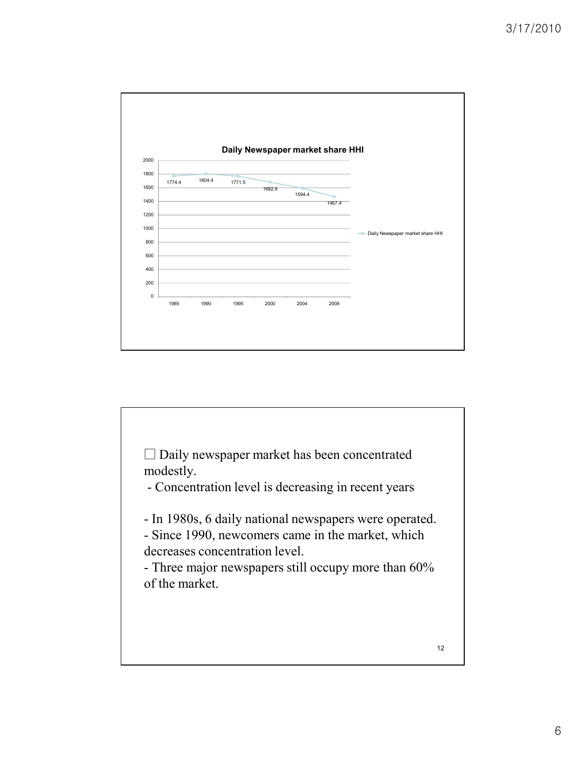**Daily Newspaper market share HHI**

| Year | Daily Newspaper market share HHI |
|---|---|
| 1985 | 1774.4 |
| 1990 | 1804.4 |
| 1995 | 1771.5 |
| 2000 | 1682.8 |
| 2004 | 1594.4 |
| 2008 | 1467.4 |

- Daily newspaper market has been concentrated modestly.
  - Concentration level is decreasing in recent years

- In 1980s, 6 daily national newspapers were operated.
- Since 1990, newcomers came in the market, which decreases concentration level.
- Three major newspapers still occupy more than 60% of the market.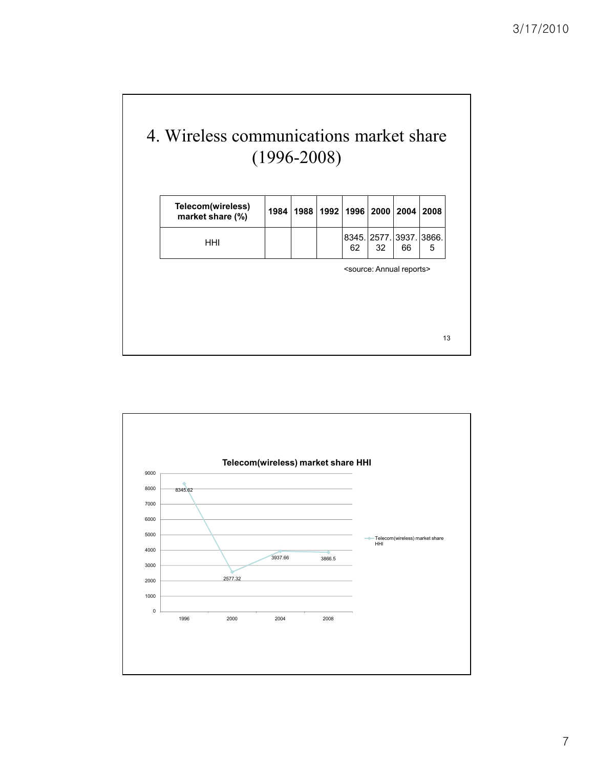# 4. Wireless communications market share (1996-2008)

| Telecom(wireless) market share (%) | 1984 | 1988 | 1992 | 1996 | 2000 | 2004 | 2008 |
|---|---|---|---|---|---|---|---|
| HHI | | | | 8345.62 | 2577.32 | 3937.66 | 3866.5 |

<source: Annual reports>

**Telecom(wireless) market share HHI**

| Year | Telecom(wireless) market share HHI |
|---|---|
| 1996 | 8345.62 |
| 2000 | 2577.32 |
| 2004 | 3937.66 |
| 2008 | 3866.5 |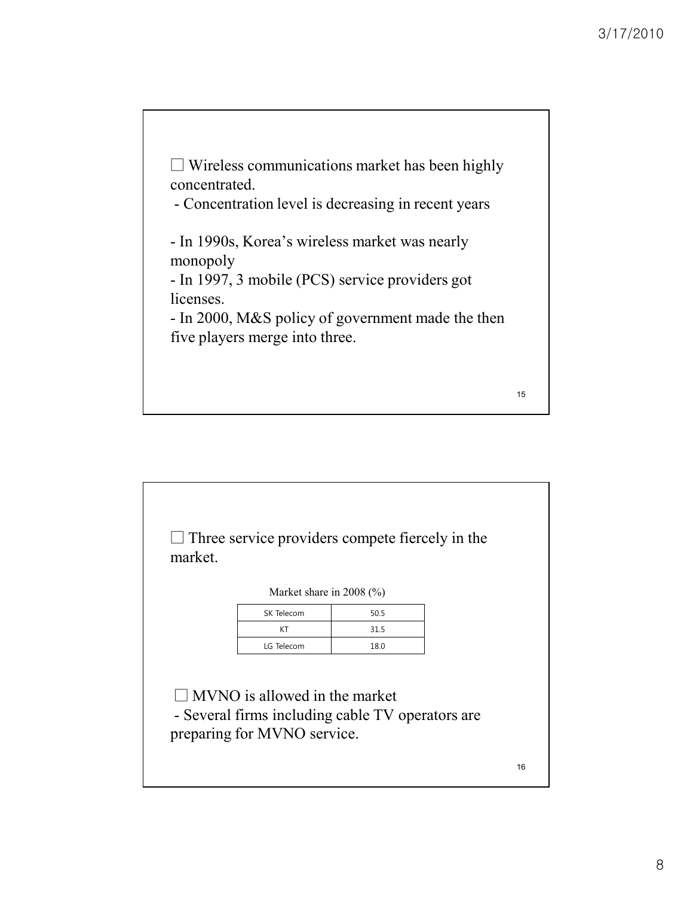□ Wireless communications market has been highly concentrated.

- Concentration level is decreasing in recent years

- In 1990s, Korea's wireless market was nearly monopoly
- In 1997, 3 mobile (PCS) service providers got licenses.
- In 2000, M&S policy of government made the then five players merge into three.

□ Three service providers compete fiercely in the market.

Market share in 2008 (%)

| | |
|---|---|
| SK Telecom | 50.5 |
| KT | 31.5 |
| LG Telecom | 18.0 |

□ MVNO is allowed in the market

- Several firms including cable TV operators are preparing for MVNO service.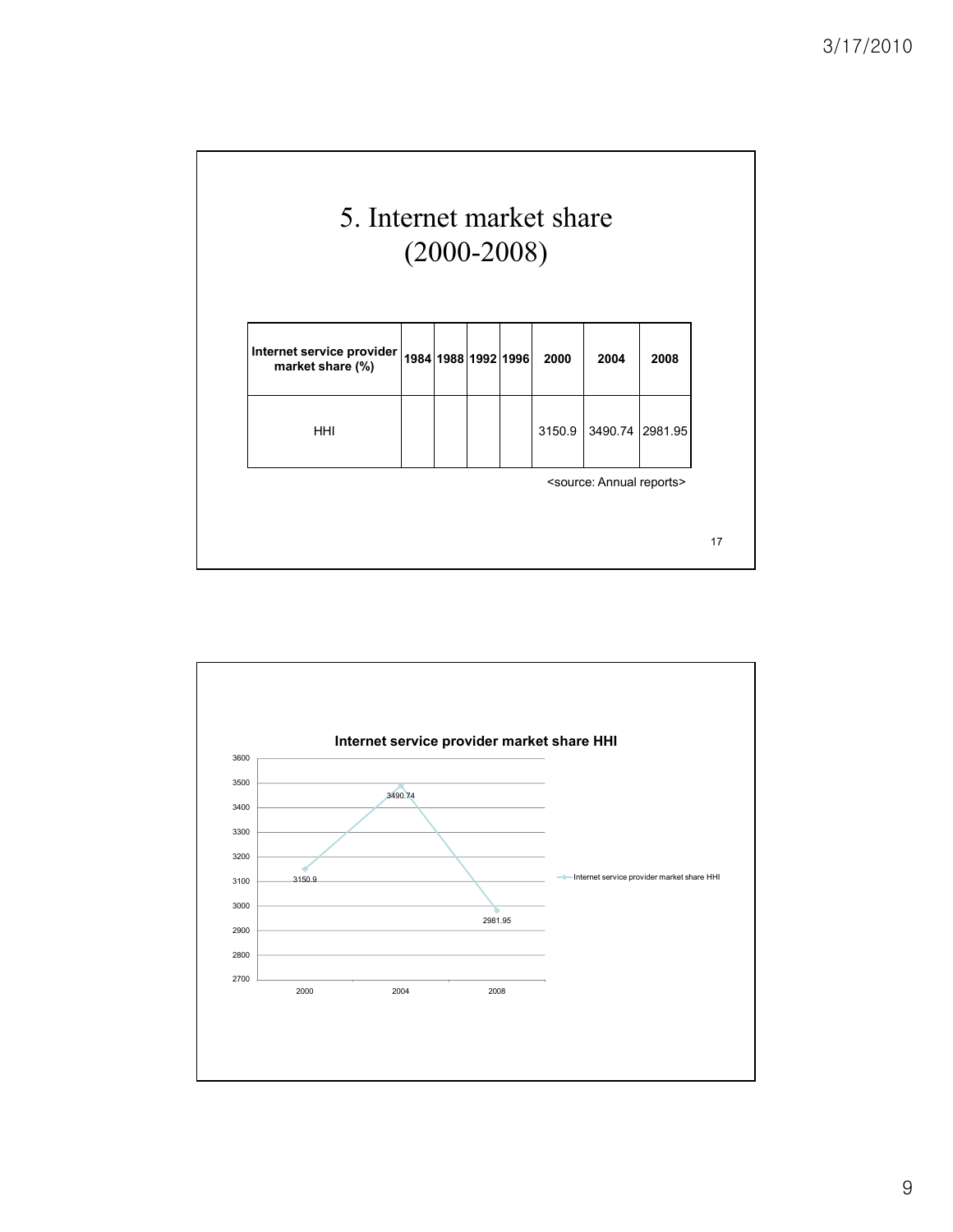# 5. Internet market share (2000-2008)

| Internet service provider market share (%) | 1984 | 1988 | 1992 | 1996 | 2000 | 2004 | 2008 |
|---|---|---|---|---|---|---|---|
| HHI | | | | | 3150.9 | 3490.74 | 2981.95 |

<source: Annual reports>

**Internet service provider market share HHI**

| Year | Internet service provider market share HHI |
|---|---|
| 2000 | 3150.9 |
| 2004 | 3490.74 |
| 2008 | 2981.95 |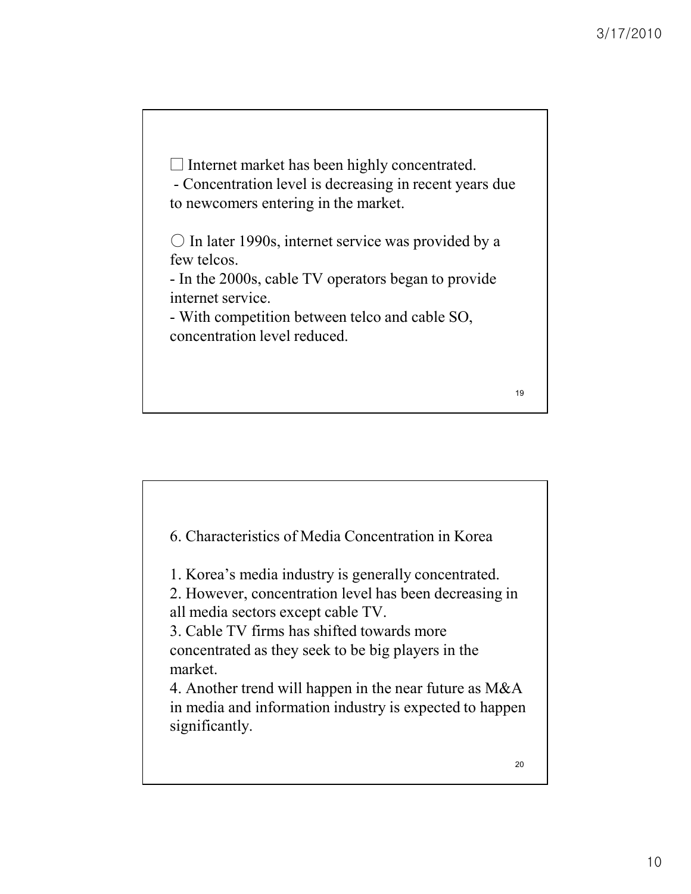□ Internet market has been highly concentrated.
- Concentration level is decreasing in recent years due to newcomers entering in the market.

○ In later 1990s, internet service was provided by a few telcos.
- In the 2000s, cable TV operators began to provide internet service.
- With competition between telco and cable SO, concentration level reduced.

## 6. Characteristics of Media Concentration in Korea

1. Korea's media industry is generally concentrated.
2. However, concentration level has been decreasing in all media sectors except cable TV.
3. Cable TV firms has shifted towards more concentrated as they seek to be big players in the market.
4. Another trend will happen in the near future as M&A in media and information industry is expected to happen significantly.